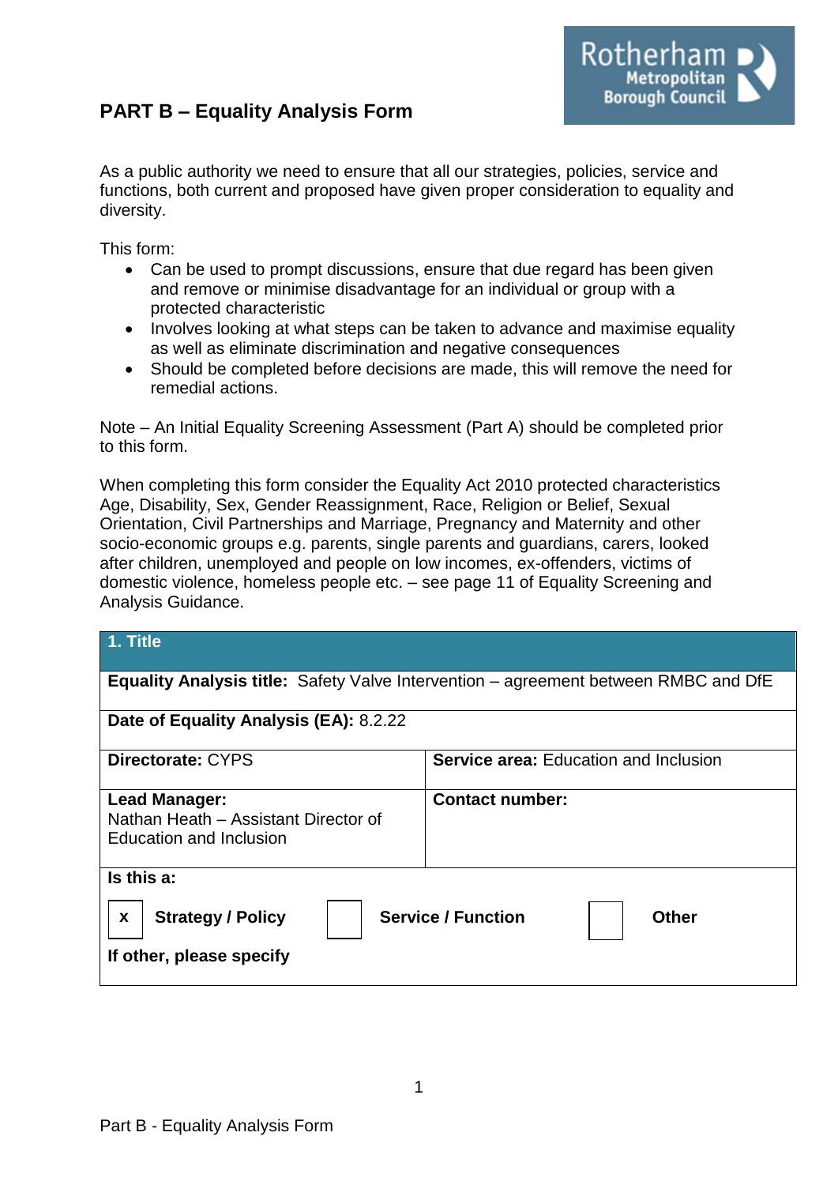# PART B – Equality Analysis Form

As a public authority we need to ensure that all our strategies, policies, service and functions, both current and proposed have given proper consideration to equality and diversity.

This form:

- Can be used to prompt discussions, ensure that due regard has been given and remove or minimise disadvantage for an individual or group with a protected characteristic
- Involves looking at what steps can be taken to advance and maximise equality as well as eliminate discrimination and negative consequences
- Should be completed before decisions are made, this will remove the need for remedial actions.

Note – An Initial Equality Screening Assessment (Part A) should be completed prior to this form.

When completing this form consider the Equality Act 2010 protected characteristics Age, Disability, Sex, Gender Reassignment, Race, Religion or Belief, Sexual Orientation, Civil Partnerships and Marriage, Pregnancy and Maternity and other socio-economic groups e.g. parents, single parents and guardians, carers, looked after children, unemployed and people on low incomes, ex-offenders, victims of domestic violence, homeless people etc. – see page 11 of Equality Screening and Analysis Guidance.

| **1. Title** | |
|---|---|
| **Equality Analysis title:** Safety Valve Intervention – agreement between RMBC and DfE | |
| **Date of Equality Analysis (EA):** 8.2.22 | |
| **Directorate:** CYPS | **Service area:** Education and Inclusion |
| **Lead Manager:** Nathan Heath – Assistant Director of Education and Inclusion | **Contact number:** |
| **Is this a:** [x] **Strategy / Policy** [ ] **Service / Function** [ ] **Other** | |
| **If other, please specify** | |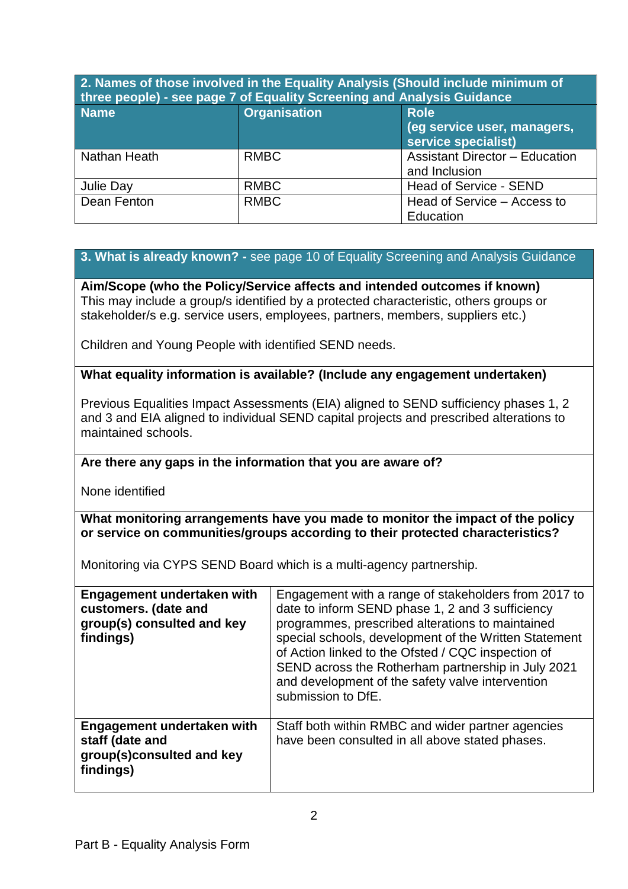| 2. Names of those involved in the Equality Analysis (Should include minimum of three people) - see page 7 of Equality Screening and Analysis Guidance | | |
|---|---|---|
| **Name** | **Organisation** | **Role (eg service user, managers, service specialist)** |
| Nathan Heath | RMBC | Assistant Director – Education and Inclusion |
| Julie Day | RMBC | Head of Service - SEND |
| Dean Fenton | RMBC | Head of Service – Access to Education |

## 3. What is already known? - see page 10 of Equality Screening and Analysis Guidance

**Aim/Scope (who the Policy/Service affects and intended outcomes if known)**
This may include a group/s identified by a protected characteristic, others groups or stakeholder/s e.g. service users, employees, partners, members, suppliers etc.)

Children and Young People with identified SEND needs.

**What equality information is available? (Include any engagement undertaken)**

Previous Equalities Impact Assessments (EIA) aligned to SEND sufficiency phases 1, 2 and 3 and EIA aligned to individual SEND capital projects and prescribed alterations to maintained schools.

**Are there any gaps in the information that you are aware of?**

None identified

**What monitoring arrangements have you made to monitor the impact of the policy or service on communities/groups according to their protected characteristics?**

Monitoring via CYPS SEND Board which is a multi-agency partnership.

| | |
|---|---|
| **Engagement undertaken with customers. (date and group(s) consulted and key findings)** | Engagement with a range of stakeholders from 2017 to date to inform SEND phase 1, 2 and 3 sufficiency programmes, prescribed alterations to maintained special schools, development of the Written Statement of Action linked to the Ofsted / CQC inspection of SEND across the Rotherham partnership in July 2021 and development of the safety valve intervention submission to DfE. |
| **Engagement undertaken with staff (date and group(s)consulted and key findings)** | Staff both within RMBC and wider partner agencies have been consulted in all above stated phases. |

Part B - Equality Analysis Form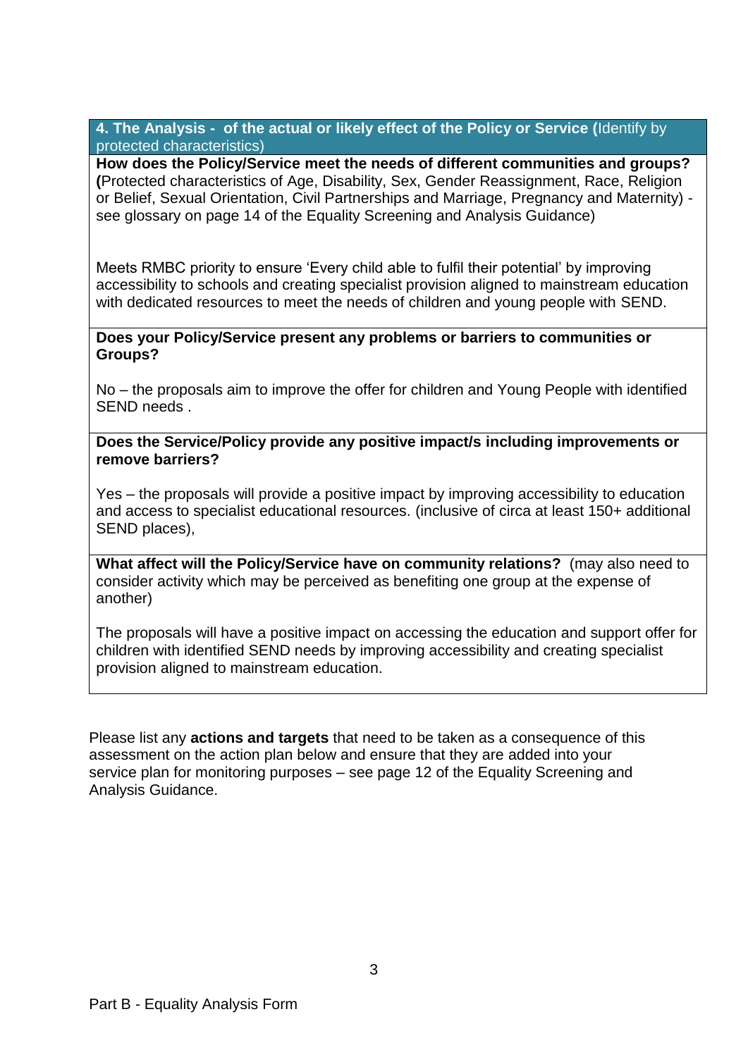## 4. The Analysis - of the actual or likely effect of the Policy or Service (Identify by protected characteristics)

**How does the Policy/Service meet the needs of different communities and groups? (**Protected characteristics of Age, Disability, Sex, Gender Reassignment, Race, Religion or Belief, Sexual Orientation, Civil Partnerships and Marriage, Pregnancy and Maternity) - see glossary on page 14 of the Equality Screening and Analysis Guidance)

Meets RMBC priority to ensure 'Every child able to fulfil their potential' by improving accessibility to schools and creating specialist provision aligned to mainstream education with dedicated resources to meet the needs of children and young people with SEND.

**Does your Policy/Service present any problems or barriers to communities or Groups?**

No – the proposals aim to improve the offer for children and Young People with identified SEND needs .

**Does the Service/Policy provide any positive impact/s including improvements or remove barriers?**

Yes – the proposals will provide a positive impact by improving accessibility to education and access to specialist educational resources. (inclusive of circa at least 150+ additional SEND places),

**What affect will the Policy/Service have on community relations?** (may also need to consider activity which may be perceived as benefiting one group at the expense of another)

The proposals will have a positive impact on accessing the education and support offer for children with identified SEND needs by improving accessibility and creating specialist provision aligned to mainstream education.

Please list any **actions and targets** that need to be taken as a consequence of this assessment on the action plan below and ensure that they are added into your service plan for monitoring purposes – see page 12 of the Equality Screening and Analysis Guidance.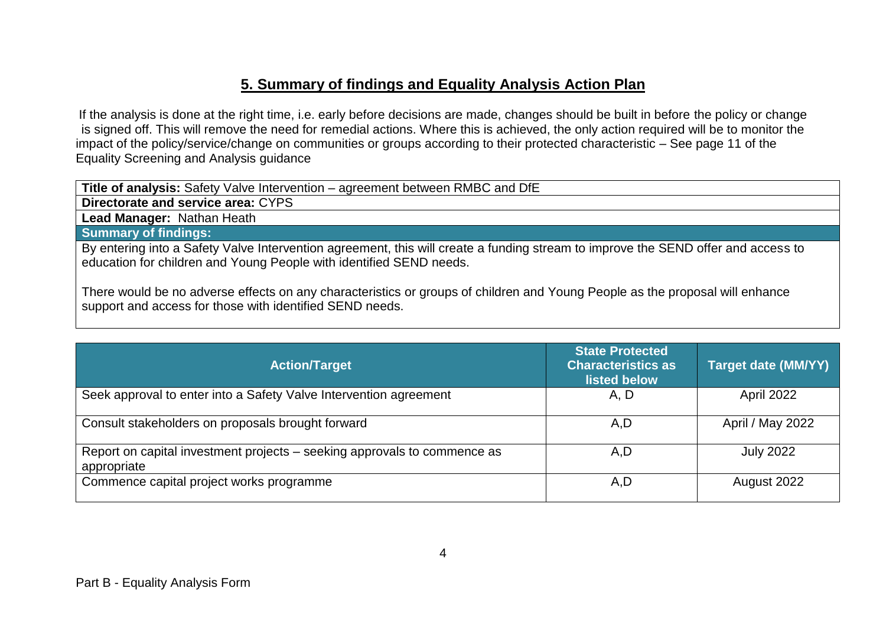## 5. Summary of findings and Equality Analysis Action Plan

If the analysis is done at the right time, i.e. early before decisions are made, changes should be built in before the policy or change is signed off. This will remove the need for remedial actions. Where this is achieved, the only action required will be to monitor the impact of the policy/service/change on communities or groups according to their protected characteristic – See page 11 of the Equality Screening and Analysis guidance

| **Title of analysis:** Safety Valve Intervention – agreement between RMBC and DfE |
|---|
| **Directorate and service area:** CYPS |
| **Lead Manager:** Nathan Heath |
| **Summary of findings:** |
| By entering into a Safety Valve Intervention agreement, this will create a funding stream to improve the SEND offer and access to education for children and Young People with identified SEND needs.<br><br>There would be no adverse effects on any characteristics or groups of children and Young People as the proposal will enhance support and access for those with identified SEND needs. |

| Action/Target | State Protected Characteristics as listed below | Target date (MM/YY) |
|---|---|---|
| Seek approval to enter into a Safety Valve Intervention agreement | A, D | April 2022 |
| Consult stakeholders on proposals brought forward | A,D | April / May 2022 |
| Report on capital investment projects – seeking approvals to commence as appropriate | A,D | July 2022 |
| Commence capital project works programme | A,D | August 2022 |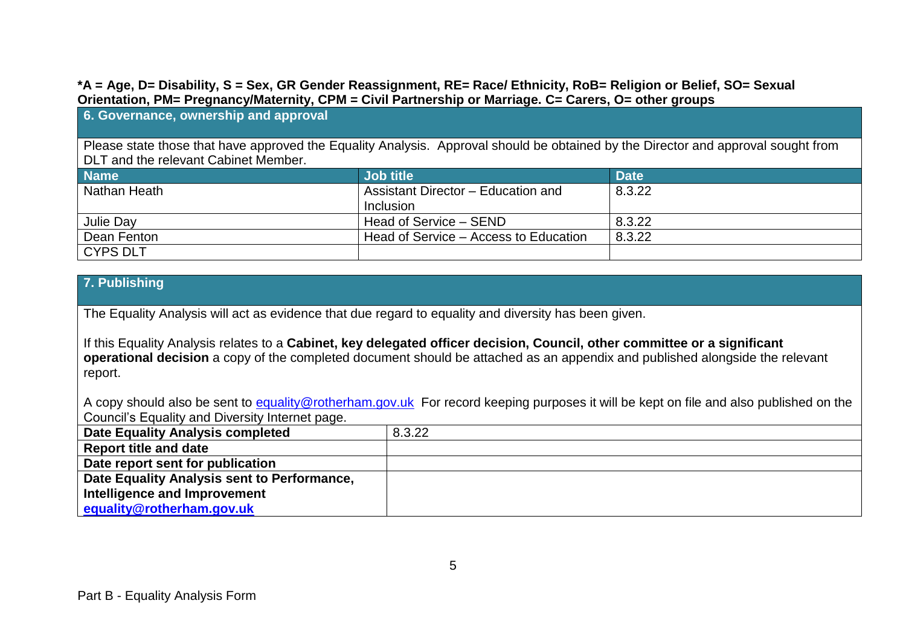***A = Age, D= Disability, S = Sex, GR Gender Reassignment, RE= Race/ Ethnicity, RoB= Religion or Belief, SO= Sexual Orientation, PM= Pregnancy/Maternity, CPM = Civil Partnership or Marriage. C= Carers, O= other groups**

## 6. Governance, ownership and approval

Please state those that have approved the Equality Analysis. Approval should be obtained by the Director and approval sought from DLT and the relevant Cabinet Member.

| Name | Job title | Date |
|---|---|---|
| Nathan Heath | Assistant Director – Education and Inclusion | 8.3.22 |
| Julie Day | Head of Service – SEND | 8.3.22 |
| Dean Fenton | Head of Service – Access to Education | 8.3.22 |
| CYPS DLT | | |

## 7. Publishing

The Equality Analysis will act as evidence that due regard to equality and diversity has been given.

If this Equality Analysis relates to a **Cabinet, key delegated officer decision, Council, other committee or a significant operational decision** a copy of the completed document should be attached as an appendix and published alongside the relevant report.

A copy should also be sent to equality@rotherham.gov.uk For record keeping purposes it will be kept on file and also published on the Council's Equality and Diversity Internet page.

| | |
|---|---|
| **Date Equality Analysis completed** | 8.3.22 |
| **Report title and date** | |
| **Date report sent for publication** | |
| **Date Equality Analysis sent to Performance, Intelligence and Improvement equality@rotherham.gov.uk** | |

Part B - Equality Analysis Form